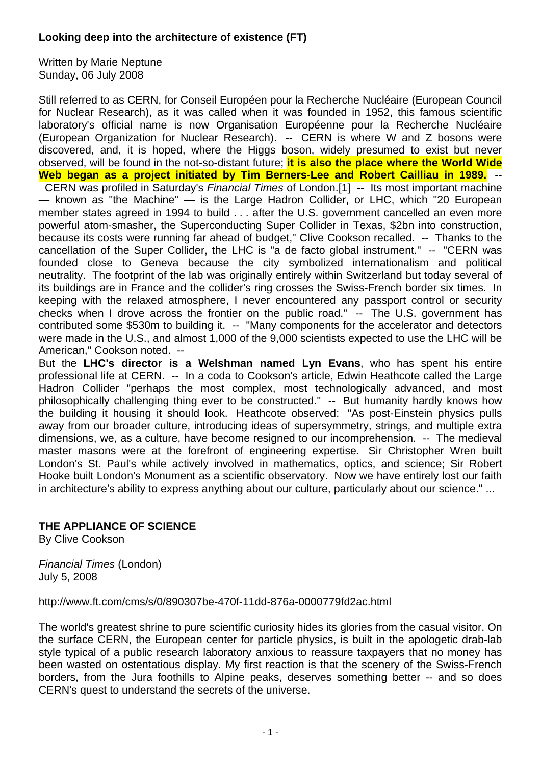**Looking deep into the architecture of existence (FT)**

Written by Marie Neptune
Sunday, 06 July 2008

Still referred to as CERN, for Conseil Européen pour la Recherche Nucléaire (European Council for Nuclear Research), as it was called when it was founded in 1952, this famous scientific laboratory's official name is now Organisation Européenne pour la Recherche Nucléaire (European Organization for Nuclear Research). -- CERN is where W and Z bosons were discovered, and, it is hoped, where the Higgs boson, widely presumed to exist but never observed, will be found in the not-so-distant future; **it is also the place where the World Wide Web began as a project initiated by Tim Berners-Lee and Robert Cailliau in 1989.** -- CERN was profiled in Saturday's *Financial Times* of London.[1] -- Its most important machine — known as "the Machine" — is the Large Hadron Collider, or LHC, which "20 European member states agreed in 1994 to build . . . after the U.S. government cancelled an even more powerful atom-smasher, the Superconducting Super Collider in Texas, $2bn into construction, because its costs were running far ahead of budget," Clive Cookson recalled. -- Thanks to the cancellation of the Super Collider, the LHC is "a de facto global instrument." -- "CERN was founded close to Geneva because the city symbolized internationalism and political neutrality. The footprint of the lab was originally entirely within Switzerland but today several of its buildings are in France and the collider's ring crosses the Swiss-French border six times. In keeping with the relaxed atmosphere, I never encountered any passport control or security checks when I drove across the frontier on the public road." -- The U.S. government has contributed some $530m to building it. -- "Many components for the accelerator and detectors were made in the U.S., and almost 1,000 of the 9,000 scientists expected to use the LHC will be American," Cookson noted. --
But the **LHC's director is a Welshman named Lyn Evans**, who has spent his entire professional life at CERN. -- In a coda to Cookson's article, Edwin Heathcote called the Large Hadron Collider "perhaps the most complex, most technologically advanced, and most philosophically challenging thing ever to be constructed." -- But humanity hardly knows how the building it housing it should look. Heathcote observed: "As post-Einstein physics pulls away from our broader culture, introducing ideas of supersymmetry, strings, and multiple extra dimensions, we, as a culture, have become resigned to our incomprehension. -- The medieval master masons were at the forefront of engineering expertise. Sir Christopher Wren built London's St. Paul's while actively involved in mathematics, optics, and science; Sir Robert Hooke built London's Monument as a scientific observatory. Now we have entirely lost our faith in architecture's ability to express anything about our culture, particularly about our science." ...

---

**THE APPLIANCE OF SCIENCE**
By Clive Cookson

*Financial Times* (London)
July 5, 2008

http://www.ft.com/cms/s/0/890307be-470f-11dd-876a-0000779fd2ac.html

The world's greatest shrine to pure scientific curiosity hides its glories from the casual visitor. On the surface CERN, the European center for particle physics, is built in the apologetic drab-lab style typical of a public research laboratory anxious to reassure taxpayers that no money has been wasted on ostentatious display. My first reaction is that the scenery of the Swiss-French borders, from the Jura foothills to Alpine peaks, deserves something better -- and so does CERN's quest to understand the secrets of the universe.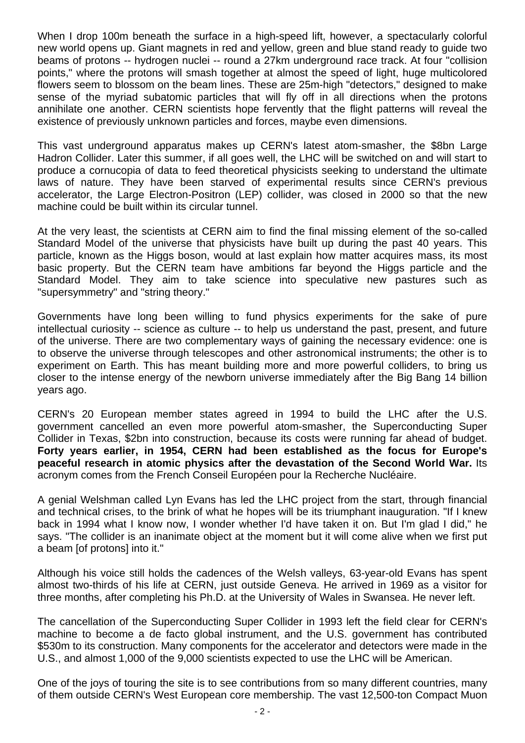When I drop 100m beneath the surface in a high-speed lift, however, a spectacularly colorful new world opens up. Giant magnets in red and yellow, green and blue stand ready to guide two beams of protons -- hydrogen nuclei -- round a 27km underground race track. At four "collision points," where the protons will smash together at almost the speed of light, huge multicolored flowers seem to blossom on the beam lines. These are 25m-high "detectors," designed to make sense of the myriad subatomic particles that will fly off in all directions when the protons annihilate one another. CERN scientists hope fervently that the flight patterns will reveal the existence of previously unknown particles and forces, maybe even dimensions.

This vast underground apparatus makes up CERN's latest atom-smasher, the $8bn Large Hadron Collider. Later this summer, if all goes well, the LHC will be switched on and will start to produce a cornucopia of data to feed theoretical physicists seeking to understand the ultimate laws of nature. They have been starved of experimental results since CERN's previous accelerator, the Large Electron-Positron (LEP) collider, was closed in 2000 so that the new machine could be built within its circular tunnel.

At the very least, the scientists at CERN aim to find the final missing element of the so-called Standard Model of the universe that physicists have built up during the past 40 years. This particle, known as the Higgs boson, would at last explain how matter acquires mass, its most basic property. But the CERN team have ambitions far beyond the Higgs particle and the Standard Model. They aim to take science into speculative new pastures such as "supersymmetry" and "string theory."

Governments have long been willing to fund physics experiments for the sake of pure intellectual curiosity -- science as culture -- to help us understand the past, present, and future of the universe. There are two complementary ways of gaining the necessary evidence: one is to observe the universe through telescopes and other astronomical instruments; the other is to experiment on Earth. This has meant building more and more powerful colliders, to bring us closer to the intense energy of the newborn universe immediately after the Big Bang 14 billion years ago.

CERN's 20 European member states agreed in 1994 to build the LHC after the U.S. government cancelled an even more powerful atom-smasher, the Superconducting Super Collider in Texas, $2bn into construction, because its costs were running far ahead of budget. **Forty years earlier, in 1954, CERN had been established as the focus for Europe's peaceful research in atomic physics after the devastation of the Second World War.** Its acronym comes from the French Conseil Européen pour la Recherche Nucléaire.

A genial Welshman called Lyn Evans has led the LHC project from the start, through financial and technical crises, to the brink of what he hopes will be its triumphant inauguration. "If I knew back in 1994 what I know now, I wonder whether I'd have taken it on. But I'm glad I did," he says. "The collider is an inanimate object at the moment but it will come alive when we first put a beam [of protons] into it."

Although his voice still holds the cadences of the Welsh valleys, 63-year-old Evans has spent almost two-thirds of his life at CERN, just outside Geneva. He arrived in 1969 as a visitor for three months, after completing his Ph.D. at the University of Wales in Swansea. He never left.

The cancellation of the Superconducting Super Collider in 1993 left the field clear for CERN's machine to become a de facto global instrument, and the U.S. government has contributed $530m to its construction. Many components for the accelerator and detectors were made in the U.S., and almost 1,000 of the 9,000 scientists expected to use the LHC will be American.

One of the joys of touring the site is to see contributions from so many different countries, many of them outside CERN's West European core membership. The vast 12,500-ton Compact Muon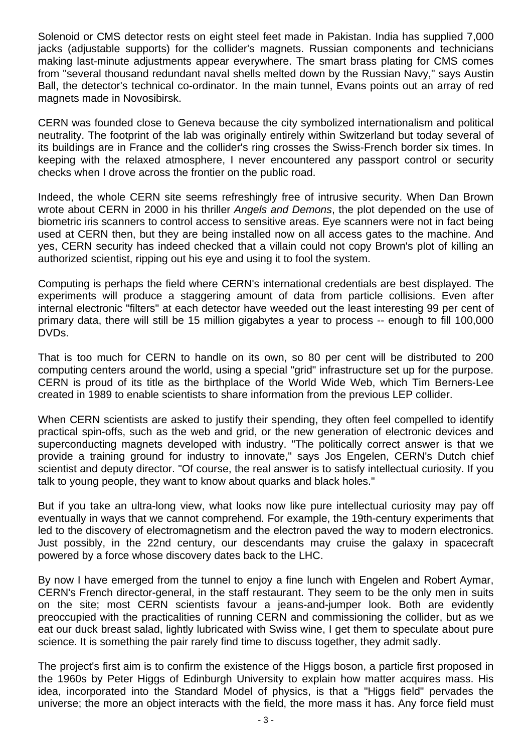Solenoid or CMS detector rests on eight steel feet made in Pakistan. India has supplied 7,000 jacks (adjustable supports) for the collider's magnets. Russian components and technicians making last-minute adjustments appear everywhere. The smart brass plating for CMS comes from "several thousand redundant naval shells melted down by the Russian Navy," says Austin Ball, the detector's technical co-ordinator. In the main tunnel, Evans points out an array of red magnets made in Novosibirsk.

CERN was founded close to Geneva because the city symbolized internationalism and political neutrality. The footprint of the lab was originally entirely within Switzerland but today several of its buildings are in France and the collider's ring crosses the Swiss-French border six times. In keeping with the relaxed atmosphere, I never encountered any passport control or security checks when I drove across the frontier on the public road.

Indeed, the whole CERN site seems refreshingly free of intrusive security. When Dan Brown wrote about CERN in 2000 in his thriller *Angels and Demons*, the plot depended on the use of biometric iris scanners to control access to sensitive areas. Eye scanners were not in fact being used at CERN then, but they are being installed now on all access gates to the machine. And yes, CERN security has indeed checked that a villain could not copy Brown's plot of killing an authorized scientist, ripping out his eye and using it to fool the system.

Computing is perhaps the field where CERN's international credentials are best displayed. The experiments will produce a staggering amount of data from particle collisions. Even after internal electronic "filters" at each detector have weeded out the least interesting 99 per cent of primary data, there will still be 15 million gigabytes a year to process -- enough to fill 100,000 DVDs.

That is too much for CERN to handle on its own, so 80 per cent will be distributed to 200 computing centers around the world, using a special "grid" infrastructure set up for the purpose. CERN is proud of its title as the birthplace of the World Wide Web, which Tim Berners-Lee created in 1989 to enable scientists to share information from the previous LEP collider.

When CERN scientists are asked to justify their spending, they often feel compelled to identify practical spin-offs, such as the web and grid, or the new generation of electronic devices and superconducting magnets developed with industry. "The politically correct answer is that we provide a training ground for industry to innovate," says Jos Engelen, CERN's Dutch chief scientist and deputy director. "Of course, the real answer is to satisfy intellectual curiosity. If you talk to young people, they want to know about quarks and black holes."

But if you take an ultra-long view, what looks now like pure intellectual curiosity may pay off eventually in ways that we cannot comprehend. For example, the 19th-century experiments that led to the discovery of electromagnetism and the electron paved the way to modern electronics. Just possibly, in the 22nd century, our descendants may cruise the galaxy in spacecraft powered by a force whose discovery dates back to the LHC.

By now I have emerged from the tunnel to enjoy a fine lunch with Engelen and Robert Aymar, CERN's French director-general, in the staff restaurant. They seem to be the only men in suits on the site; most CERN scientists favour a jeans-and-jumper look. Both are evidently preoccupied with the practicalities of running CERN and commissioning the collider, but as we eat our duck breast salad, lightly lubricated with Swiss wine, I get them to speculate about pure science. It is something the pair rarely find time to discuss together, they admit sadly.

The project's first aim is to confirm the existence of the Higgs boson, a particle first proposed in the 1960s by Peter Higgs of Edinburgh University to explain how matter acquires mass. His idea, incorporated into the Standard Model of physics, is that a "Higgs field" pervades the universe; the more an object interacts with the field, the more mass it has. Any force field must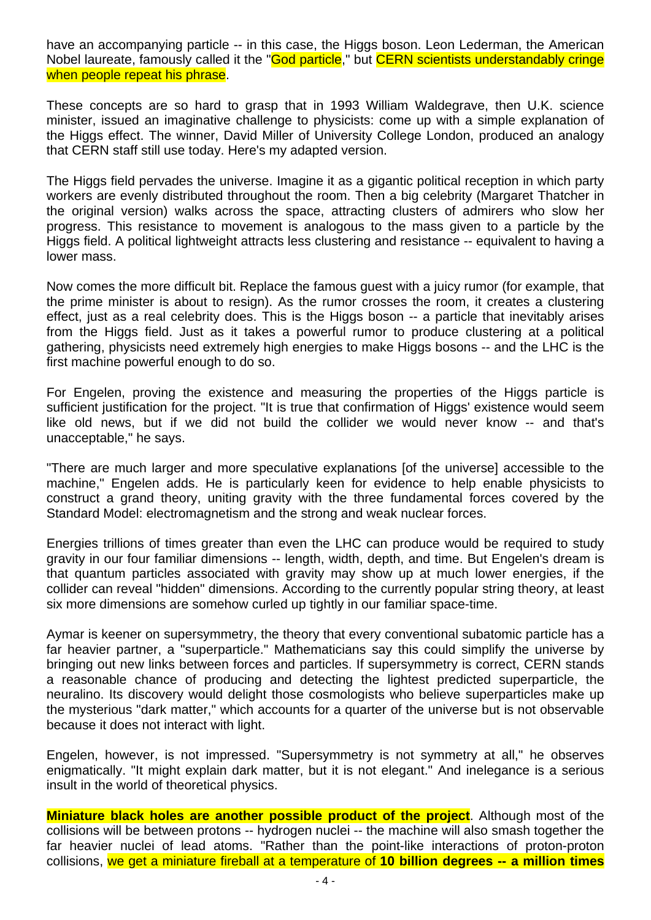have an accompanying particle -- in this case, the Higgs boson. Leon Lederman, the American Nobel laureate, famously called it the "God particle," but CERN scientists understandably cringe when people repeat his phrase.

These concepts are so hard to grasp that in 1993 William Waldegrave, then U.K. science minister, issued an imaginative challenge to physicists: come up with a simple explanation of the Higgs effect. The winner, David Miller of University College London, produced an analogy that CERN staff still use today. Here's my adapted version.

The Higgs field pervades the universe. Imagine it as a gigantic political reception in which party workers are evenly distributed throughout the room. Then a big celebrity (Margaret Thatcher in the original version) walks across the space, attracting clusters of admirers who slow her progress. This resistance to movement is analogous to the mass given to a particle by the Higgs field. A political lightweight attracts less clustering and resistance -- equivalent to having a lower mass.

Now comes the more difficult bit. Replace the famous guest with a juicy rumor (for example, that the prime minister is about to resign). As the rumor crosses the room, it creates a clustering effect, just as a real celebrity does. This is the Higgs boson -- a particle that inevitably arises from the Higgs field. Just as it takes a powerful rumor to produce clustering at a political gathering, physicists need extremely high energies to make Higgs bosons -- and the LHC is the first machine powerful enough to do so.

For Engelen, proving the existence and measuring the properties of the Higgs particle is sufficient justification for the project. "It is true that confirmation of Higgs' existence would seem like old news, but if we did not build the collider we would never know -- and that's unacceptable," he says.

"There are much larger and more speculative explanations [of the universe] accessible to the machine," Engelen adds. He is particularly keen for evidence to help enable physicists to construct a grand theory, uniting gravity with the three fundamental forces covered by the Standard Model: electromagnetism and the strong and weak nuclear forces.

Energies trillions of times greater than even the LHC can produce would be required to study gravity in our four familiar dimensions -- length, width, depth, and time. But Engelen's dream is that quantum particles associated with gravity may show up at much lower energies, if the collider can reveal "hidden" dimensions. According to the currently popular string theory, at least six more dimensions are somehow curled up tightly in our familiar space-time.

Aymar is keener on supersymmetry, the theory that every conventional subatomic particle has a far heavier partner, a "superparticle." Mathematicians say this could simplify the universe by bringing out new links between forces and particles. If supersymmetry is correct, CERN stands a reasonable chance of producing and detecting the lightest predicted superparticle, the neuralino. Its discovery would delight those cosmologists who believe superparticles make up the mysterious "dark matter," which accounts for a quarter of the universe but is not observable because it does not interact with light.

Engelen, however, is not impressed. "Supersymmetry is not symmetry at all," he observes enigmatically. "It might explain dark matter, but it is not elegant." And inelegance is a serious insult in the world of theoretical physics.

**Miniature black holes are another possible product of the project**. Although most of the collisions will be between protons -- hydrogen nuclei -- the machine will also smash together the far heavier nuclei of lead atoms. "Rather than the point-like interactions of proton-proton collisions, we get a miniature fireball at a temperature of **10 billion degrees -- a million times**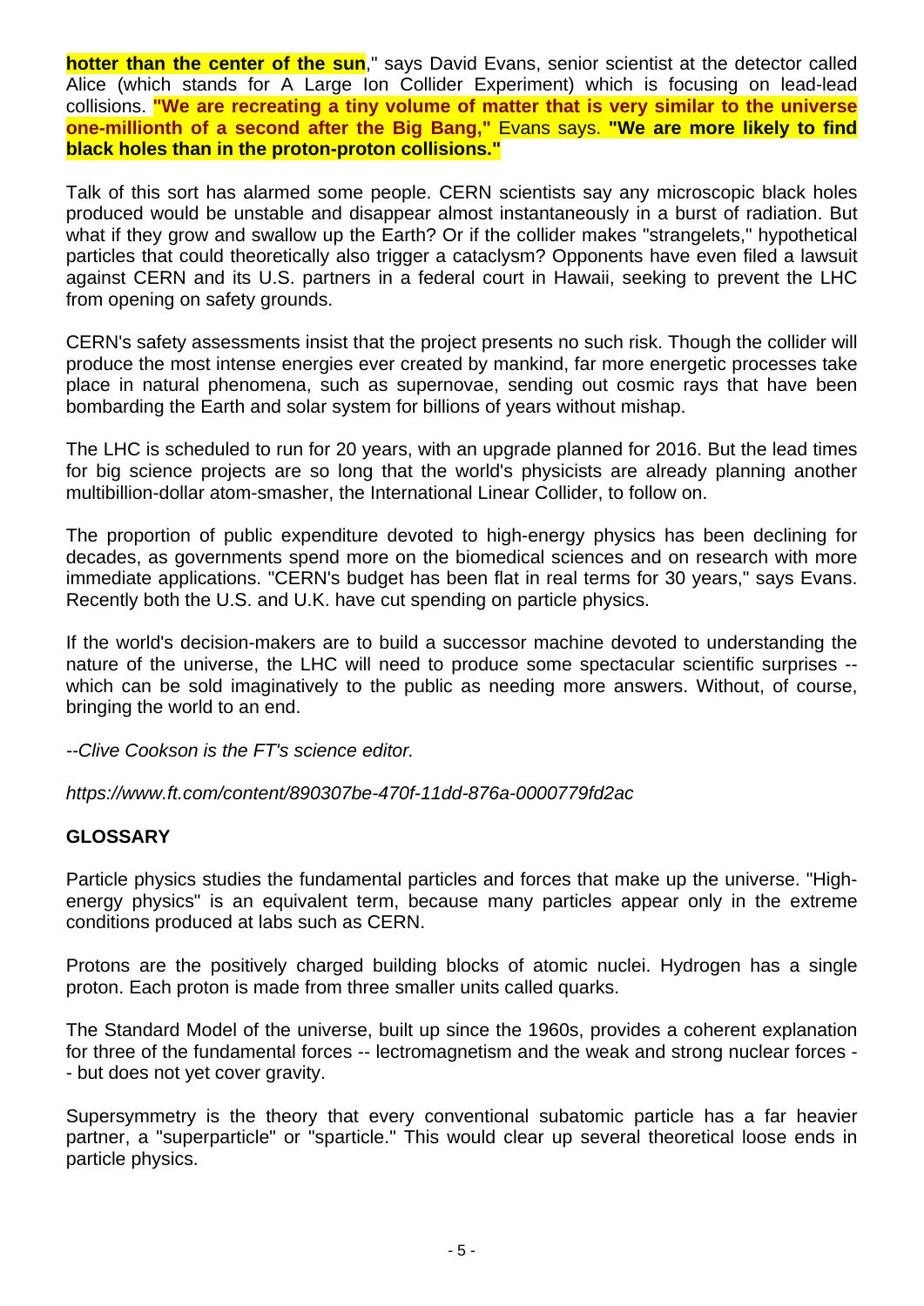**hotter than the center of the sun**," says David Evans, senior scientist at the detector called Alice (which stands for A Large Ion Collider Experiment) which is focusing on lead-lead collisions. **"We are recreating a tiny volume of matter that is very similar to the universe one-millionth of a second after the Big Bang,"** Evans says. **"We are more likely to find black holes than in the proton-proton collisions."**

Talk of this sort has alarmed some people. CERN scientists say any microscopic black holes produced would be unstable and disappear almost instantaneously in a burst of radiation. But what if they grow and swallow up the Earth? Or if the collider makes "strangelets," hypothetical particles that could theoretically also trigger a cataclysm? Opponents have even filed a lawsuit against CERN and its U.S. partners in a federal court in Hawaii, seeking to prevent the LHC from opening on safety grounds.

CERN's safety assessments insist that the project presents no such risk. Though the collider will produce the most intense energies ever created by mankind, far more energetic processes take place in natural phenomena, such as supernovae, sending out cosmic rays that have been bombarding the Earth and solar system for billions of years without mishap.

The LHC is scheduled to run for 20 years, with an upgrade planned for 2016. But the lead times for big science projects are so long that the world's physicists are already planning another multibillion-dollar atom-smasher, the International Linear Collider, to follow on.

The proportion of public expenditure devoted to high-energy physics has been declining for decades, as governments spend more on the biomedical sciences and on research with more immediate applications. "CERN's budget has been flat in real terms for 30 years," says Evans. Recently both the U.S. and U.K. have cut spending on particle physics.

If the world's decision-makers are to build a successor machine devoted to understanding the nature of the universe, the LHC will need to produce some spectacular scientific surprises -- which can be sold imaginatively to the public as needing more answers. Without, of course, bringing the world to an end.

*--Clive Cookson is the FT's science editor.*

*https://www.ft.com/content/890307be-470f-11dd-876a-0000779fd2ac*

**GLOSSARY**

Particle physics studies the fundamental particles and forces that make up the universe. "High-energy physics" is an equivalent term, because many particles appear only in the extreme conditions produced at labs such as CERN.

Protons are the positively charged building blocks of atomic nuclei. Hydrogen has a single proton. Each proton is made from three smaller units called quarks.

The Standard Model of the universe, built up since the 1960s, provides a coherent explanation for three of the fundamental forces -- lectromagnetism and the weak and strong nuclear forces -- but does not yet cover gravity.

Supersymmetry is the theory that every conventional subatomic particle has a far heavier partner, a "superparticle" or "sparticle." This would clear up several theoretical loose ends in particle physics.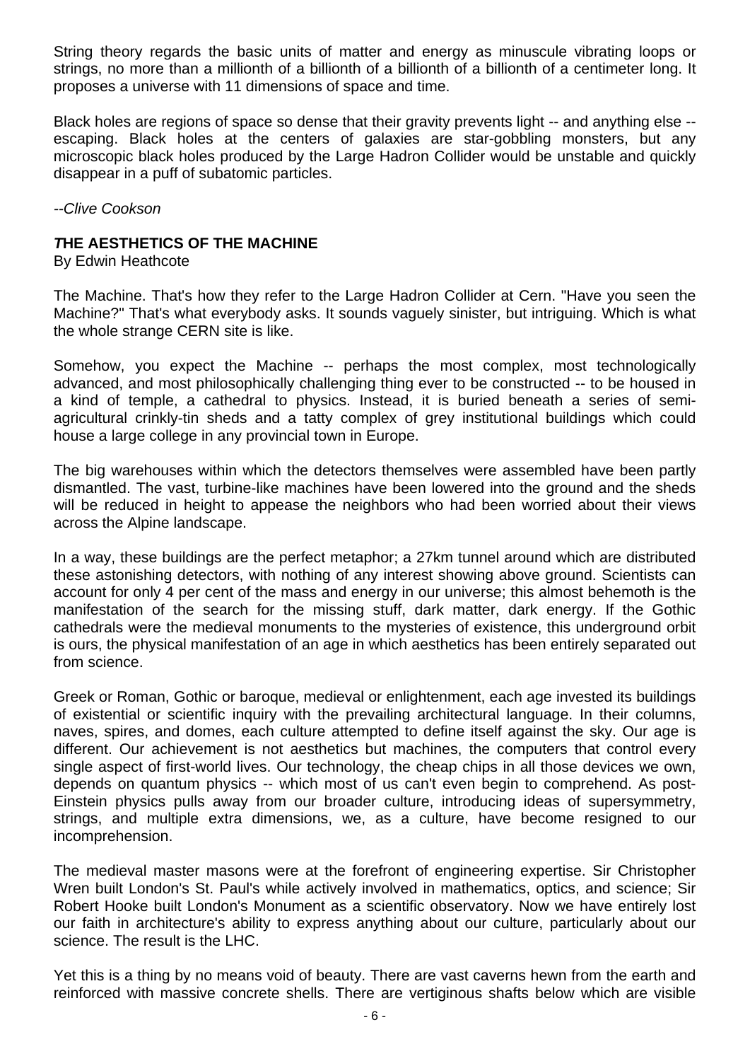String theory regards the basic units of matter and energy as minuscule vibrating loops or strings, no more than a millionth of a billionth of a billionth of a billionth of a centimeter long. It proposes a universe with 11 dimensions of space and time.

Black holes are regions of space so dense that their gravity prevents light -- and anything else -- escaping. Black holes at the centers of galaxies are star-gobbling monsters, but any microscopic black holes produced by the Large Hadron Collider would be unstable and quickly disappear in a puff of subatomic particles.

*--Clive Cookson*

### THE AESTHETICS OF THE MACHINE

By Edwin Heathcote

The Machine. That's how they refer to the Large Hadron Collider at Cern. "Have you seen the Machine?" That's what everybody asks. It sounds vaguely sinister, but intriguing. Which is what the whole strange CERN site is like.

Somehow, you expect the Machine -- perhaps the most complex, most technologically advanced, and most philosophically challenging thing ever to be constructed -- to be housed in a kind of temple, a cathedral to physics. Instead, it is buried beneath a series of semi-agricultural crinkly-tin sheds and a tatty complex of grey institutional buildings which could house a large college in any provincial town in Europe.

The big warehouses within which the detectors themselves were assembled have been partly dismantled. The vast, turbine-like machines have been lowered into the ground and the sheds will be reduced in height to appease the neighbors who had been worried about their views across the Alpine landscape.

In a way, these buildings are the perfect metaphor; a 27km tunnel around which are distributed these astonishing detectors, with nothing of any interest showing above ground. Scientists can account for only 4 per cent of the mass and energy in our universe; this almost behemoth is the manifestation of the search for the missing stuff, dark matter, dark energy. If the Gothic cathedrals were the medieval monuments to the mysteries of existence, this underground orbit is ours, the physical manifestation of an age in which aesthetics has been entirely separated out from science.

Greek or Roman, Gothic or baroque, medieval or enlightenment, each age invested its buildings of existential or scientific inquiry with the prevailing architectural language. In their columns, naves, spires, and domes, each culture attempted to define itself against the sky. Our age is different. Our achievement is not aesthetics but machines, the computers that control every single aspect of first-world lives. Our technology, the cheap chips in all those devices we own, depends on quantum physics -- which most of us can't even begin to comprehend. As post-Einstein physics pulls away from our broader culture, introducing ideas of supersymmetry, strings, and multiple extra dimensions, we, as a culture, have become resigned to our incomprehension.

The medieval master masons were at the forefront of engineering expertise. Sir Christopher Wren built London's St. Paul's while actively involved in mathematics, optics, and science; Sir Robert Hooke built London's Monument as a scientific observatory. Now we have entirely lost our faith in architecture's ability to express anything about our culture, particularly about our science. The result is the LHC.

Yet this is a thing by no means void of beauty. There are vast caverns hewn from the earth and reinforced with massive concrete shells. There are vertiginous shafts below which are visible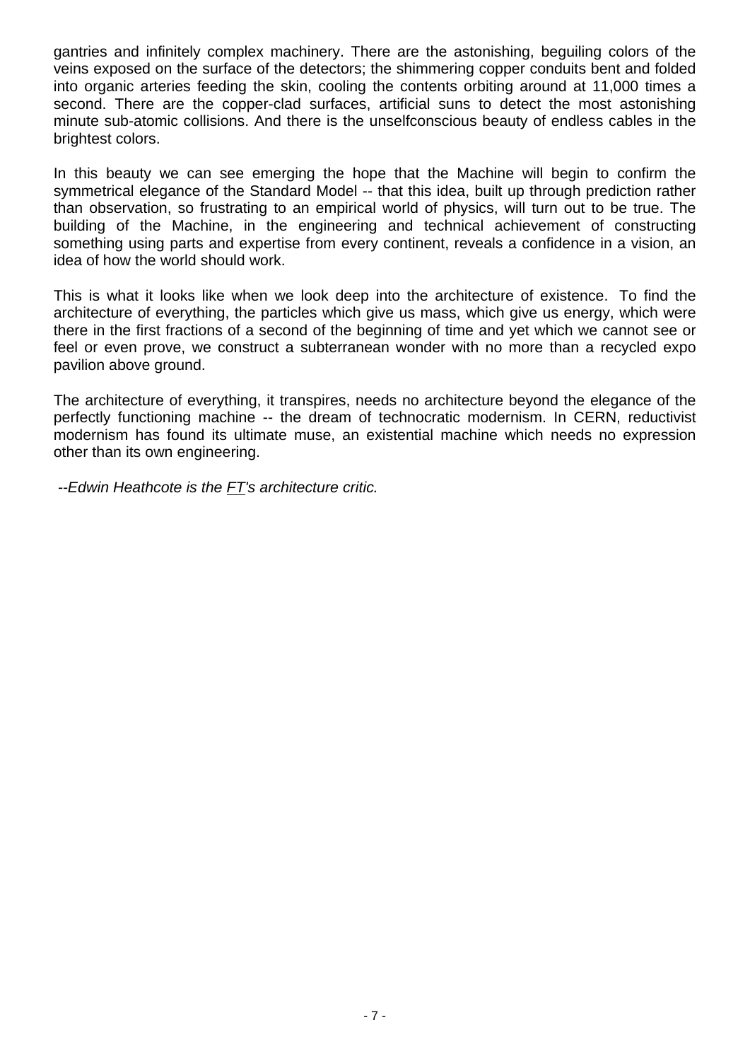gantries and infinitely complex machinery. There are the astonishing, beguiling colors of the veins exposed on the surface of the detectors; the shimmering copper conduits bent and folded into organic arteries feeding the skin, cooling the contents orbiting around at 11,000 times a second. There are the copper-clad surfaces, artificial suns to detect the most astonishing minute sub-atomic collisions. And there is the unselfconscious beauty of endless cables in the brightest colors.

In this beauty we can see emerging the hope that the Machine will begin to confirm the symmetrical elegance of the Standard Model -- that this idea, built up through prediction rather than observation, so frustrating to an empirical world of physics, will turn out to be true. The building of the Machine, in the engineering and technical achievement of constructing something using parts and expertise from every continent, reveals a confidence in a vision, an idea of how the world should work.

This is what it looks like when we look deep into the architecture of existence. To find the architecture of everything, the particles which give us mass, which give us energy, which were there in the first fractions of a second of the beginning of time and yet which we cannot see or feel or even prove, we construct a subterranean wonder with no more than a recycled expo pavilion above ground.

The architecture of everything, it transpires, needs no architecture beyond the elegance of the perfectly functioning machine -- the dream of technocratic modernism. In CERN, reductivist modernism has found its ultimate muse, an existential machine which needs no expression other than its own engineering.

*--Edwin Heathcote is the FT's architecture critic.*